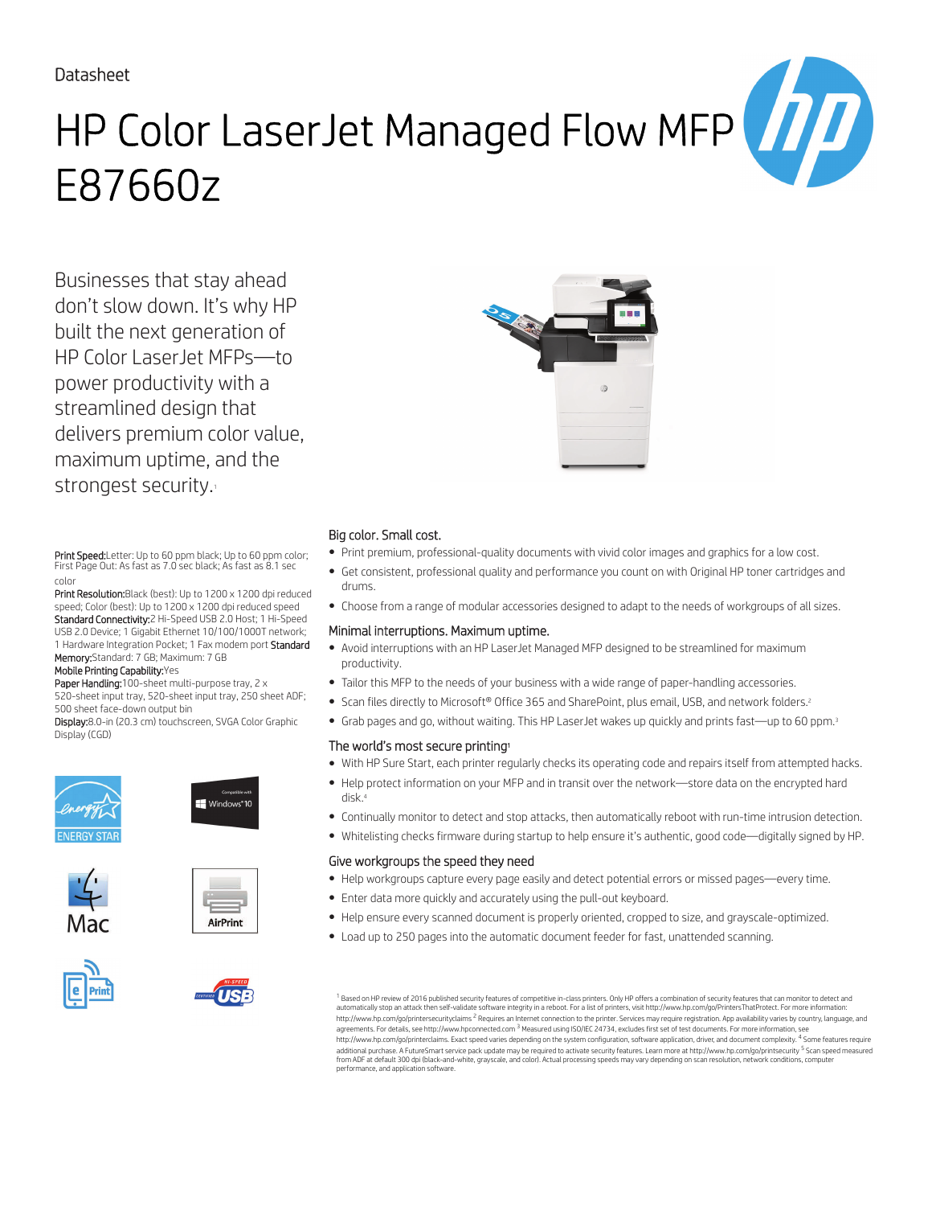Datasheet

# HP Color LaserJet Managed Flow MFP E87660z

Businesses that stay ahead don't slow down. It's why HP built the next generation of HP Color LaserJet MFPs—to power productivity with a streamlined design that delivers premium color value, maximum uptime, and the strongest security.[1]

**Print Speed:** Letter: Up to 60 ppm black; Up to 60 ppm color; First Page Out: As fast as 7.0 sec black; As fast as 8.1 sec color

**Print Resolution:** Black (best): Up to 1200 x 1200 dpi reduced speed; Color (best): Up to 1200 x 1200 dpi reduced speed

**Standard Connectivity:** 2 Hi-Speed USB 2.0 Host; 1 Hi-Speed USB 2.0 Device; 1 Gigabit Ethernet 10/100/1000T network; 1 Hardware Integration Pocket; 1 Fax modem port

**Standard Memory:** Standard: 7 GB; Maximum: 7 GB

**Mobile Printing Capability:** Yes

**Paper Handling:** 100-sheet multi-purpose tray, 2 x 520-sheet input tray, 520-sheet input tray, 250 sheet ADF; 500 sheet face-down output bin

**Display:** 8.0-in (20.3 cm) touchscreen, SVGA Color Graphic Display (CGD)

## Big color. Small cost.

- Print premium, professional-quality documents with vivid color images and graphics for a low cost.
- Get consistent, professional quality and performance you count on with Original HP toner cartridges and drums.
- Choose from a range of modular accessories designed to adapt to the needs of workgroups of all sizes.

## Minimal interruptions. Maximum uptime.

- Avoid interruptions with an HP LaserJet Managed MFP designed to be streamlined for maximum productivity.
- Tailor this MFP to the needs of your business with a wide range of paper-handling accessories.
- Scan files directly to Microsoft® Office 365 and SharePoint, plus email, USB, and network folders.[2]
- Grab pages and go, without waiting. This HP LaserJet wakes up quickly and prints fast—up to 60 ppm.[3]

## The world's most secure printing[1]

- With HP Sure Start, each printer regularly checks its operating code and repairs itself from attempted hacks.
- Help protect information on your MFP and in transit over the network—store data on the encrypted hard disk.[4]
- Continually monitor to detect and stop attacks, then automatically reboot with run-time intrusion detection.
- Whitelisting checks firmware during startup to help ensure it's authentic, good code—digitally signed by HP.

## Give workgroups the speed they need

- Help workgroups capture every page easily and detect potential errors or missed pages—every time.
- Enter data more quickly and accurately using the pull-out keyboard.
- Help ensure every scanned document is properly oriented, cropped to size, and grayscale-optimized.
- Load up to 250 pages into the automatic document feeder for fast, unattended scanning.

[1] Based on HP review of 2016 published security features of competitive in-class printers. Only HP offers a combination of security features that can monitor to detect and automatically stop an attack then self-validate software integrity in a reboot. For a list of printers, visit http://www.hp.com/go/PrintersThatProtect. For more information: http://www.hp.com/go/printersecurityclaims [2] Requires an Internet connection to the printer. Services may require registration. App availability varies by country, language, and agreements. For details, see http://www.hpconnected.com [3] Measured using ISO/IEC 24734, excludes first set of test documents. For more information, see http://www.hp.com/go/printerclaims. Exact speed varies depending on the system configuration, software application, driver, and document complexity. [4] Some features require additional purchase. A FutureSmart service pack update may be required to activate security features. Learn more at http://www.hp.com/go/printsecurity [5] Scan speed measured from ADF at default 300 dpi (black-and-white, grayscale, and color). Actual processing speeds may vary depending on scan resolution, network conditions, computer performance, and application software.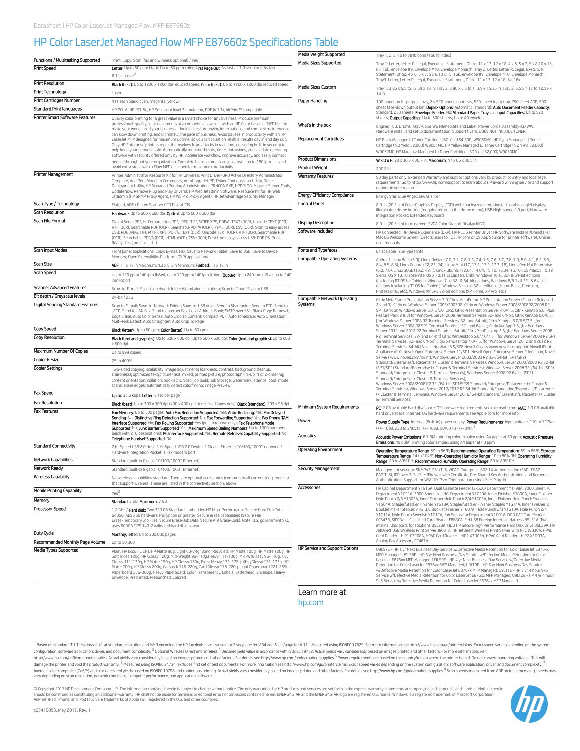# HP Color LaserJet Managed Flow MFP E87660z Specifications Table

| | |
|---|---|
| Functions / Multitasking Supported | Print, Copy, Scan (fax and wireless optional) / Yes |
| Print Speed | **Letter**: Up to 60 ppm black; Up to 60 ppm color; **First Page Out**: As fast as 7.0 sec black; As fast as 8.1 sec color[2] |
| Print Resolution | **Black (best)**: Up to 1200 x 1200 dpi reduced speed; **Color (best)**: Up to 1200 x 1200 dpi reduced speed |
| Print Technology | Laser |
| Print Cartridges Number | 4 (1 each black, cyan, magenta, yellow) |
| Standard Print languages | HP PCL 6, HP PCL 5c, HP Postscript level 3 emulation, PDF (v 1.7), AirPrint™ compatible |
| Printer Smart Software Features | Quality color printing for a great value is a smart choice for any business. Produce premium, professional-quality color documents at a competitive low cost with an HP Color LaserJet MFP built to make your work—and your business—look its best. Annoying interruptions and complex maintenance can slow down printing, and ultimately, the pace of business. Avoid pauses in productivity with an HP LaserJet MFP designed for maximum uptime, so you can count on reliable, results day in and day out. Only HP Enterprise printers repair themselves from attacks in real time, delivering built-in security to help keep your network safe. Automatically monitor threats, detect intrusions, and validate operating software with security offered only by HP. Accelerate workflow, improve accuracy, and easily connect people throughout your organization. Complete high-volume scan jobs fast—up to 180 ipm[11]—and avoid extra steps with a Flow MFP designed for maximum productivity. |
| Printer Management | Printer Administrator Resource Kit for HP Universal Print Driver (UPD Active Directory Administrator Template, Add Print Model to Comments, AutoUpgradeUPD, Driver Configuration Utility, Driver Deployment Utility, HP Managed Printing Administration, PRNCON.EXE, HPPRLOG, Migrate-Server-Tools, UpdateNow, Remove Plug and Play Drivers); HP Web Jetadmin Software; Resource Kit for HP Web Jetadmin (HP SNMP Proxy Agent, HP WS Pro Proxy Agent); HP JetAdvantage Security Manager |
| Scan Type / Technology | Flatbed, ADF / Platen Scanner CCD Digital-CIS |
| Scan Resolution | **Hardware**: Up to 600 x 600 dpi; **Optical**: Up to 600 x 600 dpi |
| Scan File Format | Digital Send: PDF, HI-Compression PDF, JPEG, TIFF, MTIFF, XPS, PDF/A, TEXT (OCR), Unicode TEXT (OCR), RTF (OCR), Searchable PDF (OCR), Searchable PDF/A (OCR), HTML (OCR), CSV (OCR); Scan to easy access USB: PDF, JPEG, TIFF, MTIFF, XPS, PDF/A, TEXT (OCR), Unicode TEXT (OCR), RTF (OCR), Searchable PDF (OCR), Searchable PDF/A (OCR), HTML (OCR), CSV (OCR); Print from easy access USB: PDF, PS, Print Ready files (.prn, .pcl, .cht) |
| Scan Input Modes | Front panel applications: Copy; E-mail; Fax; Save to Network Folder; Save to USB; Save to Device Memory; Open Extensibility Platform (OXP) applications |
| Scan Size | **ADF**: 11 x 17 in Maximum; 4.3 x 5.5 in Minimum; **Flatbed**: 11 x 17 in |
| Scan Speed | Up to 120 ppm/240 ipm (b&w), up to 120 ppm/240 ipm (color)[8] **Duplex**: Up to 240 ipm (b&w), up to 240 ipm (color) |
| Scanner Advanced Features | Scan-to-E-mail; Scan-to-network folder (stand alone solution); Scan to Cloud; Scan to USB |
| Bit depth / Grayscale levels | 24-bit / 256 |
| Digital Sending Standard Features | Scan to E-mail; Save-to-Network Folder; Save-to-USB drive; Send to Sharepoint; Send to FTP; Send to sFTP; Send to LAN Fax; Send to Internet Fax; Local Address Book; SMTP over SSL; Blank Page Removal; Edge Erase; Auto Color Sense; Auto Crop To Content; Compact PDF; Auto Tonescale; Auto Orientation; Multi-Pick Detect; Auto Straighten; Auto Crop To Page |
| Copy Speed | **Black (letter)**: Up to 60 cpm; **Color (letter)**: Up to 60 cpm |
| Copy Resolution | **Black (text and graphics)**: Up to 600 x 600 dpi; Up to 600 x 600 dpi; **Color (text and graphics)**: Up to 600 x 600 dpi |
| Maximum Number Of Copies | Up to 999 copies |
| Copier Resize | 25 to 400% |
| Copier Settings | Two-sided copying; scalability; image adjustments (darkness, contrast, background cleanup, sharpness); optimized text/picture (text, mixed, printed picture, photograph); N-Up; N or Z-ordering; content orientation; collation; booklet; ID Scan; job build; job Storage; watermark; stamps; book mode scans; erase edges; automatically detect color/mono; image Preview |
| Fax Speed | **Up to**: 33.6 kbps; **Letter**: 3 sec per page[1] |
| Fax Resolution | **Black (best)**: Up to 300 x 300 dpi (400 x 400 dpi for received faxes only); **Black (standard)**: 203 x 98 dpi |
| Fax Features | **Fax Memory**: Up to 500 pages; **Auto Fax Reduction Supported**: Yes; **Auto-Redialing**: Yes; **Fax Delayed Sending**: No; **Distinctive Ring Detection Supported**: No; **Fax Forwarding Supported**: Yes; **Fax Phone TAM Interface Supported**: No; **Fax Polling Supported**: Yes (poll to receive only); **Fax Telephone Mode Supported**: No; **Junk Barrier Supported**: Yes; **Maximum Speed Dialing Numbers**: Up to 1000 numbers (each with 210 destinations); **PC Interface Supported**: Yes; **Remote Retrieval Capability Supported**: No; **Telephone Handset Supported**: No |
| Standard Connectivity | 2 Hi-Speed USB 2.0 Host; 1 Hi-Speed USB 2.0 Device; 1 Gigabit Ethernet 10/100/1000T network; 1 Hardware Integration Pocket; 1 Fax modem port |
| Network Capabilities | Standard (built-in Gigabit 10/100/1000T Ethernet) |
| Network Ready | Standard (built-in Gigabit 10/100/1000T Ethernet) |
| Wireless Capability | No wireless capabilities standard. There are optional accessories (common to all current Jedi products) that support wireless. These are listed in the connectivity section, above. |
| Mobile Printing Capability | Yes[3] |
| Memory | **Standard**: 7 GB; **Maximum**: 7 GB |
| Processor Speed | 1.2 GHz / **Hard disk**: Two 320 GB Standard, embedded HP High-Performance Secure Hard Disk,Total 640GB; AES 256 hardware encryption or greater; Secure erase capabilities (Secure File Erase-Temporary Job Files, Secure Erase-Job Data, Secure ATA Erase-Disk). Note: U.S. government SKU uses 500GB FIPS 140-2 validated hard disk instead. |
| Duty Cycle | **Monthly, letter**: Up to 300,000 pages |
| Recommended Monthly Page Volume | Up to 50,000 |
| Media Types Supported | Plain, HP EcoEFFICIENT, HP Matte 90g, Light 60-74g, Bond, Recycled, HP Matte 105g, HP Matte 120g, HP Soft Gloss 120g, HP Glossy 120g, Mid-Weight 96-110g,Heavy 111-130g, Mid-WtGlossy 96-110g, Hvy Glossy 111-130g, HP Matte 150g, HP Glossy 150g, Extra Heavy 131-175g, XHvyGlossy 131-175g, HP Matte 200g, HP Glossy 200g, Carstock 176-220g, Card Glossy 176-220g, Light Paperboard 221-255g, Paperboard 256-300g, Heavy Paperboard, Color Transparency, Labels, Letterhead, Envelope, Heavy Envelope, Preprinted, Prepunched, Colored |
| Media Weight Supported | Tray 1, 2, 3: 16 to 78 lb bond (166 lb Index) |
| Media Sizes Supported | Tray 1: Letter, Letter R, Legal, Executive, Statement, Oficio, 11 x 17, 12 x 18, 4 x 6, 5 x 7, 5 x 8,10 x 15, 8k, 16k, envelope #9, Envelope #10, Envelope Monarch, Tray 2: Letter, Letter R, Legal, Executive, Statement, Oficio, 4 x 6, 5 x 7, 5 x 8,10 x 15, 16k, envelope #9, Envelope #10, Envelope Monarch; Tray3: Letter, Letter R, Legal, Executive, Statement, Oficio, 11 x 17, 12 x 18, 8k, 16k |
| Media Sizes Custom | Tray 1: 3.86 x 5.5 to 12.59 x 18 in; Tray 2: 3.86 x 5.5 to 11.69 x 15.35 in; Tray 3: 5.5 x 7.17 to 12.59 x 18 in |
| Paper Handling | 100-sheet multi-purpose tray, 2 x 520-sheet input tray, 520-sheet input tray, 250 sheet ADF; 500 sheet face-down output bin; **Duplex Options**: Automatic (standard); **Auto Document Feeder Capacity**: Standard, 250 sheets; **Envelope Feeder**: No; **Standard Paper Trays**: 3; **Input Capacities**: Up to 520 sheets; **Output Capacities**: Up to 500 sheets; Up to 40 envelopes |
| What's in the box | Engine; TCU; Drums; Assy-Color WG Nameplate and Label; Power Cords; Assembly-CD WW; Hardware install and setup documentation; Support flyers. DOES NOT INCLUDE TONER |
| Replacement Cartridges | HP Black Managed LJ Toner Cartridge (ISO Yield 54,500) W9050MC, HP Cyan Managed LJ Toner Cartridge (ISO Yield 52,000) W9051MC, HP Yellow Managed LJ Toner Cartridge (ISO Yield 52,000) W9052MC, HP Magenta Managed LJ Toner Cartridge (ISO Yield 52,000) W9053MC[7] |
| Product Dimensions | **W x D x H**: 23 x 30.3 x 36.7 in; **Maximum**: 47 x 66 x 30.5 in |
| Product Weight | 290.2 lb |
| Warranty Features | 90 day parts only. Extended Warranty and support options vary by product, country and local legal requirements. Go to http://www.hp.com/support to learn about HP award winning service and support options in your region. |
| Energy Efficiency Compliance | Energy Star; Blue Angel; EPEAT silver |
| Control Panel | 8.0-in (20.3 cm) Color Graphics Display (CGD) with touchscreen; rotating (adjustable angle) display; illuminated Home button (for quick return to the Home menu); USB High-speed 2.0 port; Hardware Integration Pocket; Extended Keyboard |
| Display Description | 8.0-in (20.3 cm) touchscreen, SVGA Color Graphic Display (CGD) |
| Software Included | HP Connected, HP Device Experience (DXP), HP PCL 6 Printer Driver, HP Software Installer/Uninstaller, Mac OS Welcome Screen (Directs users to 123.HP.com or OS App Source for printer software), Online user manuals |
| Fonts and Typefaces | 84 scalable TrueType fonts |
| Compatible Operating Systems | Android, Linux Boss (5.0), Linux Debian (7.0, 7.1, 7.2, 7.3, 7.4, 7.5, 7.6, 7.7, 7.8, 7.9, 8.0, 8.1, 8.2, 8.3, 8.4, 8.5, 8.6), Linux Fedora (22, 23, 24), Linux Mint (17, 17.1, 17.2, 17.3, 18), Linux Red Hat Enterprise (6.0, 7.0), Linux SUSE (13.2, 42.1), Linux Ubuntu (12.04, 14.04, 15.10, 16.04, 16.10), OS macOS 10.12 Sierra, OS X 10.10 Yosemite, OS X 10.11 El Capitan, UNIX, Windows 10 all 32- & 64-bit editions (excluding RT OS for Tablets), Windows 7 all 32- & 64-bit editions, Windows 8/8.1 all 32- & 64-bit editions (excluding RT OS for Tablets), Windows Vista all 32bit editions (Home Basic, Premium, Professional, etc.), Windows XP SP3 32-bit editions (XP Home, XP Pro, etc.) |
| Compatible Network Operating Systems | Citrix MetaFrame Presentation Server 3.0, Citrix MetaFrame XP Presentation Server (Feature Release 1, 2, and 3), Citrix on Windows Server 2003/2003R2, Citrix on Windows Server 2008/2008R2/2008 R2 SP1 Citrix on Windows Server 2012/2012R2, Citrix Presentation Server 4.0/4.5, Citrix XenApp 5.0 (Plus Feature Pack 2 & 3) for Windows Server 2008 Terminal Services 32- and 64-bit, Citrix XenApp 6.0/6.5, [for Windows Server 2008 R2 Terminal Services, 32- and 64-bit] Citrix XenApp 6.0/6.5/7.5, [for Windows Server 2008 R2 SP1 Terminal Services, 32- and 64-bit] Citrix XenApp 7.5, [for Windows Server 2012 and 2012 R2 Terminal Services, 64-bit] Citrix XenDesktop 5.6, [for Windows Server 2008 R2 Terminal Services, 32- and 64-bit] Citrix XenDesktop 5.6/7.0/7.5 , [for Windows Server 2008 R2 SP1 Terminal Services, 32- and 64-bit] Citrix XenDesktop 7.0/7.5, [for Windows Server 2012 and 2012 R2 Terminal Services, 64-bit] Novell NetWare 6.5/SP8 Novell Clients www.novell.com/iprint, Novell iPrint Appliance v1.0, Novell Open Enterprise Server 11/SP1, Novell Open Enterprise Server 2 for Linux, Novell Servers www.novell.com/iprint), Windows Server 2003/2003 R2 32-/64-bit (SP1/SP2) Standard/Enterprise/Datacenter (+ Cluster & Terminal Services), Windows Server 2003/2003 R2 32-bit (SP1/SP2) Standard/Enterprise (+ Cluster & Terminal Services), Windows Server 2008 32-/64-bit (SP2) Standard/Enterprise (+ Cluster & Terminal Services), Windows Server 2008 R2 64-bit (SP1) Standard/Enterprise (+ Cluster & Terminal Services), Windows Server 2008/2008 R2 32-/64-bit (SP1/SP2) Standard/Enterprise/Datacenter (+ Cluster & Terminal Services), Windows Server 2012/2012 R2 64-bit Standard/Foundation/Essentials/Datacenter (+ Cluster & Terminal Services), Windows Server 2016/ 64-bit Standard/ Essential/Datacenter (+ Cluster & Terminal Services) |
| Minimum System Requirements | **PC**: 2 GB available hard disk space; OS hardware requirements see microsoft.com; **MAC**: 1.3 GB available hard drive space; Internet; OS hardware requirements see Apple.com for more info |
| Power | **Power Supply Type**: Internal (Built-in) power supply; **Power Requirements**: Input voltage: 110 to 127Vac (+/- 10%), 220 to 240Vac (+/- 10%), 50/60 Hz (+/- 3%); [5] |
| Acoustics | **Acoustic Power Emissions**: 6.7 B(A) printing color simplex using A4 paper at 60 ppm; **Acoustic Pressure Emissions**: 49 dB(A) printing color simplex using A4 paper at 40 ppm |
| Operating Environment | **Operating Temperature Range**: 59 to 86ºF; **Recommended Operating Temperature**: 59 to 86ºF; **Storage Temperature Range**: 14 to 104ºF; **Non-Operating Humidity Range**: 10 to 80% RH; **Operating Humidity Range**: 20 to 80% RH; **Recommended Humidity Operating Range**: 20 to 80% RH |
| Security Management | Management security: SNMPv3, SSL/TLS, WPA2-Enterprise, 802.1X authentication (EAP- PEAP, EAP-TLS); IPP over TLS, IPsec/Firewall with Certificate, Pre-Shared Key Authentication, and Kerberos Authentication; Support for WJA-10 IPsec Configuration using IPsec Plug-in |
| Accessories | HP Cabinet Department Y1G16A, Dual Cassette Feeder (2x520) Department Y1F98A, 2000 Sheet HCI Department Y1G21A, 3000 Sheet side HCI Department Y1G20A, Inner Finisher Y1G00A, Inner Finisher Hole Punch 2/3 Y1G02A, Inner Finisher Hole Punch 2/4 Y1G03A, Inner Finisher Hole Punch Swedish Y1G04A, Stapler/Stacker Finisher Y1G18A, Stapler/Stacker Finisher Staples Y1G14A, Inner Finisher & Booklet Maker Staples Y1G13A, Booklet Finisher Y1G07A, Hole Punch 2/3 Y1G10A, Hole Punch 2/4 Y1G11A, Hole Punch Swedish Y1G12A, Job Separator Department Y1G01A, DOD CAC Card Reader CC543B, SIPRNet - Classified Card Reader F8B30A, FIH USB Foreign Interface Harness B5L31A, Two internal USB ports for solutions B5L28A, HDD HP Secure High Performance Hard Disk Drive B5L29A, HP JetDirect USB Wireless Print Server J8031A, HP JetDirect Wireless Print Server with NFC J8030A, HPAC Card Reader - HIP1 CZ208A, HPAC Card Reader - HIP1 X3D03A, HPAC Card Reader - HIP2 X3D03A, Analog Fax Accessory CC487A |
| HP Service and Support Options | U9LS7E - HP 1 yr Next Business Day Service w/Defective Media Retention for Color LaserJet E876xx MFP Managed; U9LS8E - HP 3 yr Next Business Day Service w/Defective Media Retention for Color LaserJet E876xx MFP Managed; U9LS9E - HP 4 yr Next Business Day Service w/Defective Media Retention for Color LaserJet E876xx MFP Managed; U9LT0E - HP 5 yr Next Business Day Service w/Defective Media Retention for Color LaserJet E876xx MFP Managed; U9LT1E - HP 3 yr 4 hour 9x5 Service w/Defective Media Retention for Color LaserJet E876xx MFP Managed; U9LT2E - HP 4 yr 4 hour 9x5 Service w/Defective Media Retention for Color LaserJet E876xx MFP Managed |

Learn more at
hp.com

[1] Based on standard ITU-T test image #1 at standard resolution and MMR encoding, the HP fax device can transmit at 3 sec/page for V.34 and 6 sec/page for V.17 [2] Measured using ISO/IEC 17629. For more information see http://www.hp.com/go/printerclaims. Exact speed varies depending on the system configuration, software application, driver, and document complexity. [3] Optional Wireless Direct and Wireless [4] Declared yield value in accordance with ISO/IEC 19752. Actual yields vary considerably based on images printed and other factors. For more information, visit http://www.hp.com/go/learnaboutsupplies. Actual yields vary considerably based on images printed and other factors. For details see http://www.hp.com/go/learnaboutsupplies [5] Power requirements are based on the country/region where the printer is sold. Do not convert operating voltages. This will damage the printer and void the product warranty. [6] Measured using ISO/IEC 24734, excludes first set of test documents. For more information see http://www.hp.com/go/printerclaims. Exact speed varies depending on the system configuration, software application, driver, and document complexity. [7] Average color composite (C/M/Y) and black declared yields based on ISO/IEC 19798 and continuous printing. Actual yields vary considerably based on images printed and other factors. For details see http://www.hp.com/go/learnaboutsupplies [8] Scan speeds measured from ADF. Actual processing speeds may vary depending on scan resolution, network conditions, computer performance, and application software.

© Copyright 2017 HP Development Company, L.P. The information contained herein is subject to change without notice. The only warranties for HP products and services are set forth in the express warranty statements accompanying such products and services. Nothing herein should be construed as constituting an additional warranty. HP shall not be liable for technical or editorial errors or omissions contained herein. ENERGY STAR and the ENERGY STAR logo are registered U.S. marks. Windows is a registered trademark of Microsoft Corporation. AirPrint, iPad, iPhone, and iPod touch are trademarks of Apple Inc., registered in the U.S. and other countries.

c05415093, May 2017, Rev. 1